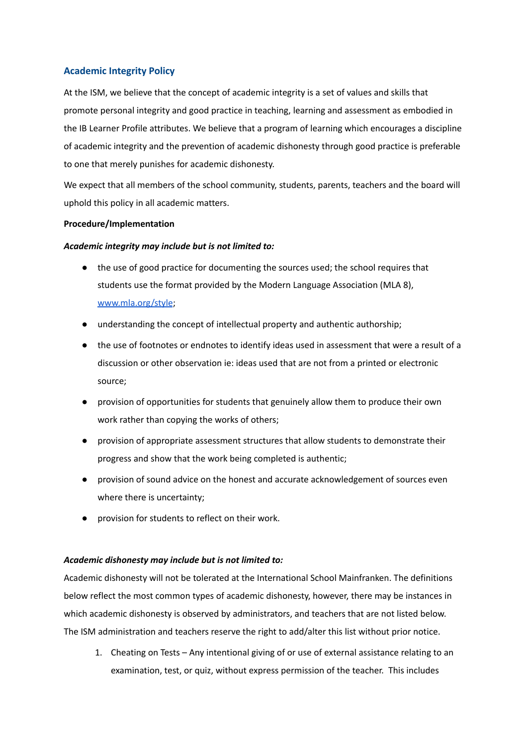## Academic Integrity Policy

At the ISM, we believe that the concept of academic integrity is a set of values and skills that promote personal integrity and good practice in teaching, learning and assessment as embodied in the IB Learner Profile attributes. We believe that a program of learning which encourages a discipline of academic integrity and the prevention of academic dishonesty through good practice is preferable to one that merely punishes for academic dishonesty.

We expect that all members of the school community, students, parents, teachers and the board will uphold this policy in all academic matters.

**Procedure/Implementation**

***Academic integrity may include but is not limited to:***

- the use of good practice for documenting the sources used; the school requires that students use the format provided by the Modern Language Association (MLA 8), [www.mla.org/style](www.mla.org/style);
- understanding the concept of intellectual property and authentic authorship;
- the use of footnotes or endnotes to identify ideas used in assessment that were a result of a discussion or other observation ie: ideas used that are not from a printed or electronic source;
- provision of opportunities for students that genuinely allow them to produce their own work rather than copying the works of others;
- provision of appropriate assessment structures that allow students to demonstrate their progress and show that the work being completed is authentic;
- provision of sound advice on the honest and accurate acknowledgement of sources even where there is uncertainty;
- provision for students to reflect on their work.

***Academic dishonesty may include but is not limited to:***

Academic dishonesty will not be tolerated at the International School Mainfranken. The definitions below reflect the most common types of academic dishonesty, however, there may be instances in which academic dishonesty is observed by administrators, and teachers that are not listed below. The ISM administration and teachers reserve the right to add/alter this list without prior notice.

1. Cheating on Tests – Any intentional giving of or use of external assistance relating to an examination, test, or quiz, without express permission of the teacher. This includes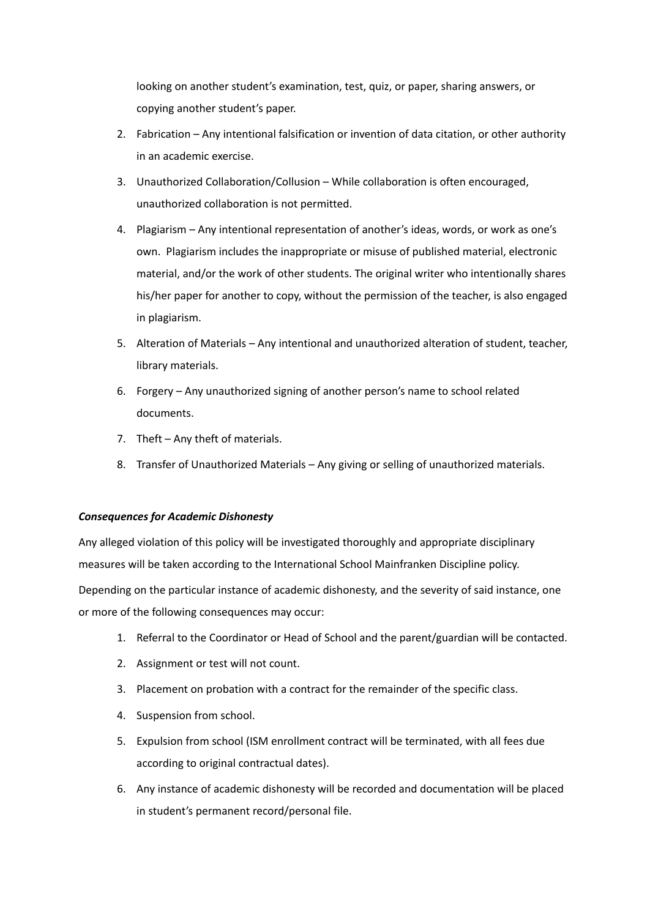looking on another student's examination, test, quiz, or paper, sharing answers, or copying another student's paper.

2. Fabrication – Any intentional falsification or invention of data citation, or other authority in an academic exercise.
3. Unauthorized Collaboration/Collusion – While collaboration is often encouraged, unauthorized collaboration is not permitted.
4. Plagiarism – Any intentional representation of another's ideas, words, or work as one's own. Plagiarism includes the inappropriate or misuse of published material, electronic material, and/or the work of other students. The original writer who intentionally shares his/her paper for another to copy, without the permission of the teacher, is also engaged in plagiarism.
5. Alteration of Materials – Any intentional and unauthorized alteration of student, teacher, library materials.
6. Forgery – Any unauthorized signing of another person's name to school related documents.
7. Theft – Any theft of materials.
8. Transfer of Unauthorized Materials – Any giving or selling of unauthorized materials.

***Consequences for Academic Dishonesty***

Any alleged violation of this policy will be investigated thoroughly and appropriate disciplinary measures will be taken according to the International School Mainfranken Discipline policy.

Depending on the particular instance of academic dishonesty, and the severity of said instance, one or more of the following consequences may occur:

1. Referral to the Coordinator or Head of School and the parent/guardian will be contacted.
2. Assignment or test will not count.
3. Placement on probation with a contract for the remainder of the specific class.
4. Suspension from school.
5. Expulsion from school (ISM enrollment contract will be terminated, with all fees due according to original contractual dates).
6. Any instance of academic dishonesty will be recorded and documentation will be placed in student's permanent record/personal file.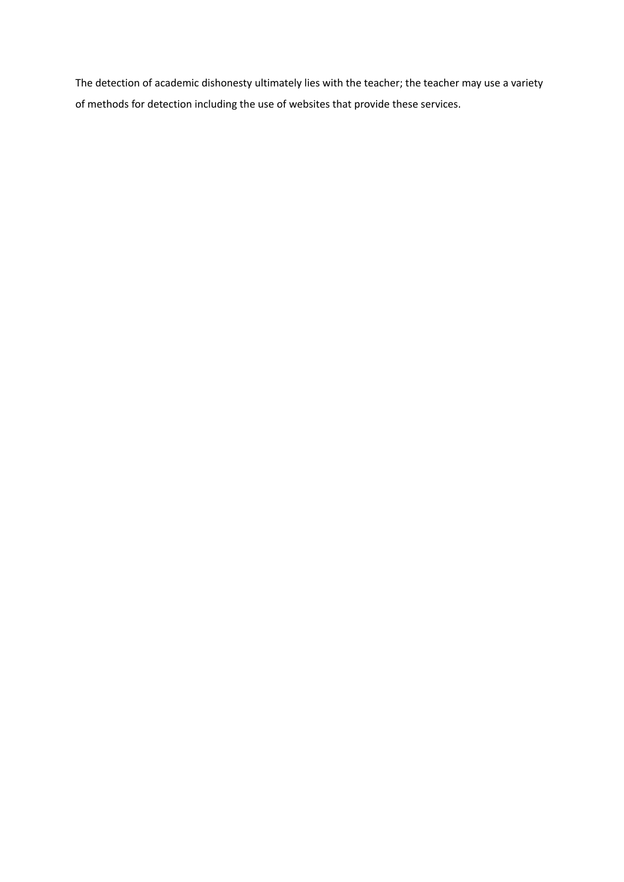The detection of academic dishonesty ultimately lies with the teacher; the teacher may use a variety of methods for detection including the use of websites that provide these services.